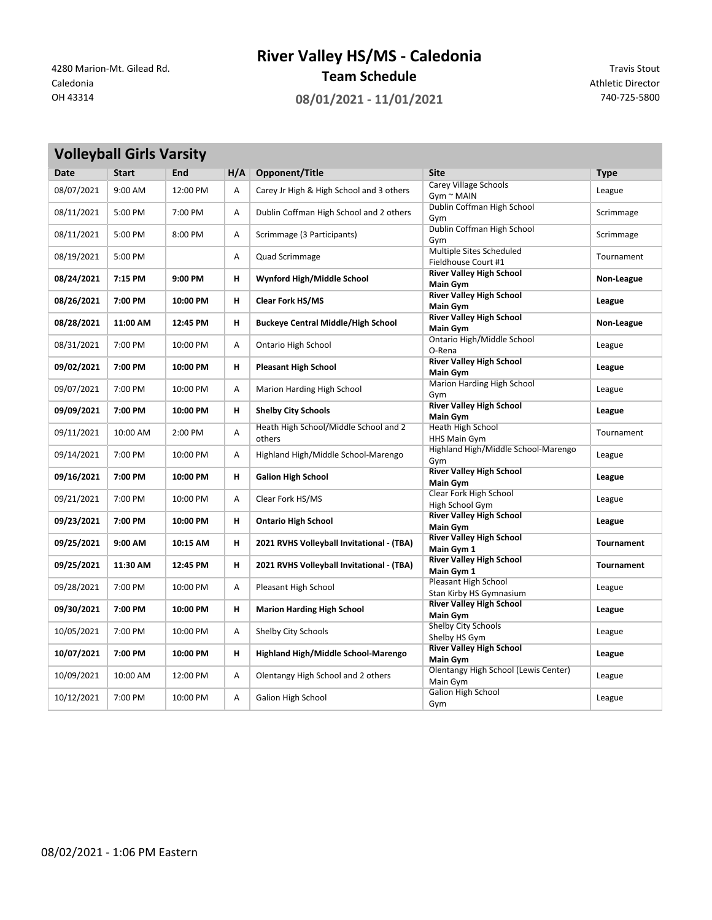4280 Marion-Mt. Gilead Rd.
Caledonia
OH 43314

# River Valley HS/MS - Caledonia

## Team Schedule

### 08/01/2021 - 11/01/2021

Travis Stout
Athletic Director
740-725-5800

## Volleyball Girls Varsity

| Date | Start | End | H/A | Opponent/Title | Site | Type |
|---|---|---|---|---|---|---|
| 08/07/2021 | 9:00 AM | 12:00 PM | A | Carey Jr High & High School and 3 others | Carey Village Schools Gym ~ MAIN | League |
| 08/11/2021 | 5:00 PM | 7:00 PM | A | Dublin Coffman High School and 2 others | Dublin Coffman High School Gym | Scrimmage |
| 08/11/2021 | 5:00 PM | 8:00 PM | A | Scrimmage (3 Participants) | Dublin Coffman High School Gym | Scrimmage |
| 08/19/2021 | 5:00 PM | | A | Quad Scrimmage | Multiple Sites Scheduled Fieldhouse Court #1 | Tournament |
| **08/24/2021** | **7:15 PM** | **9:00 PM** | **H** | **Wynford High/Middle School** | **River Valley High School Main Gym** | **Non-League** |
| **08/26/2021** | **7:00 PM** | **10:00 PM** | **H** | **Clear Fork HS/MS** | **River Valley High School Main Gym** | **League** |
| **08/28/2021** | **11:00 AM** | **12:45 PM** | **H** | **Buckeye Central Middle/High School** | **River Valley High School Main Gym** | **Non-League** |
| 08/31/2021 | 7:00 PM | 10:00 PM | A | Ontario High School | Ontario High/Middle School O-Rena | League |
| **09/02/2021** | **7:00 PM** | **10:00 PM** | **H** | **Pleasant High School** | **River Valley High School Main Gym** | **League** |
| 09/07/2021 | 7:00 PM | 10:00 PM | A | Marion Harding High School | Marion Harding High School Gym | League |
| **09/09/2021** | **7:00 PM** | **10:00 PM** | **H** | **Shelby City Schools** | **River Valley High School Main Gym** | **League** |
| 09/11/2021 | 10:00 AM | 2:00 PM | A | Heath High School/Middle School and 2 others | Heath High School HHS Main Gym | Tournament |
| 09/14/2021 | 7:00 PM | 10:00 PM | A | Highland High/Middle School-Marengo | Highland High/Middle School-Marengo Gym | League |
| **09/16/2021** | **7:00 PM** | **10:00 PM** | **H** | **Galion High School** | **River Valley High School Main Gym** | **League** |
| 09/21/2021 | 7:00 PM | 10:00 PM | A | Clear Fork HS/MS | Clear Fork High School High School Gym | League |
| **09/23/2021** | **7:00 PM** | **10:00 PM** | **H** | **Ontario High School** | **River Valley High School Main Gym** | **League** |
| **09/25/2021** | **9:00 AM** | **10:15 AM** | **H** | **2021 RVHS Volleyball Invitational - (TBA)** | **River Valley High School Main Gym 1** | **Tournament** |
| **09/25/2021** | **11:30 AM** | **12:45 PM** | **H** | **2021 RVHS Volleyball Invitational - (TBA)** | **River Valley High School Main Gym 1** | **Tournament** |
| 09/28/2021 | 7:00 PM | 10:00 PM | A | Pleasant High School | Pleasant High School Stan Kirby HS Gymnasium | League |
| **09/30/2021** | **7:00 PM** | **10:00 PM** | **H** | **Marion Harding High School** | **River Valley High School Main Gym** | **League** |
| 10/05/2021 | 7:00 PM | 10:00 PM | A | Shelby City Schools | Shelby City Schools Shelby HS Gym | League |
| **10/07/2021** | **7:00 PM** | **10:00 PM** | **H** | **Highland High/Middle School-Marengo** | **River Valley High School Main Gym** | **League** |
| 10/09/2021 | 10:00 AM | 12:00 PM | A | Olentangy High School and 2 others | Olentangy High School (Lewis Center) Main Gym | League |
| 10/12/2021 | 7:00 PM | 10:00 PM | A | Galion High School | Galion High School Gym | League |

08/02/2021 - 1:06 PM Eastern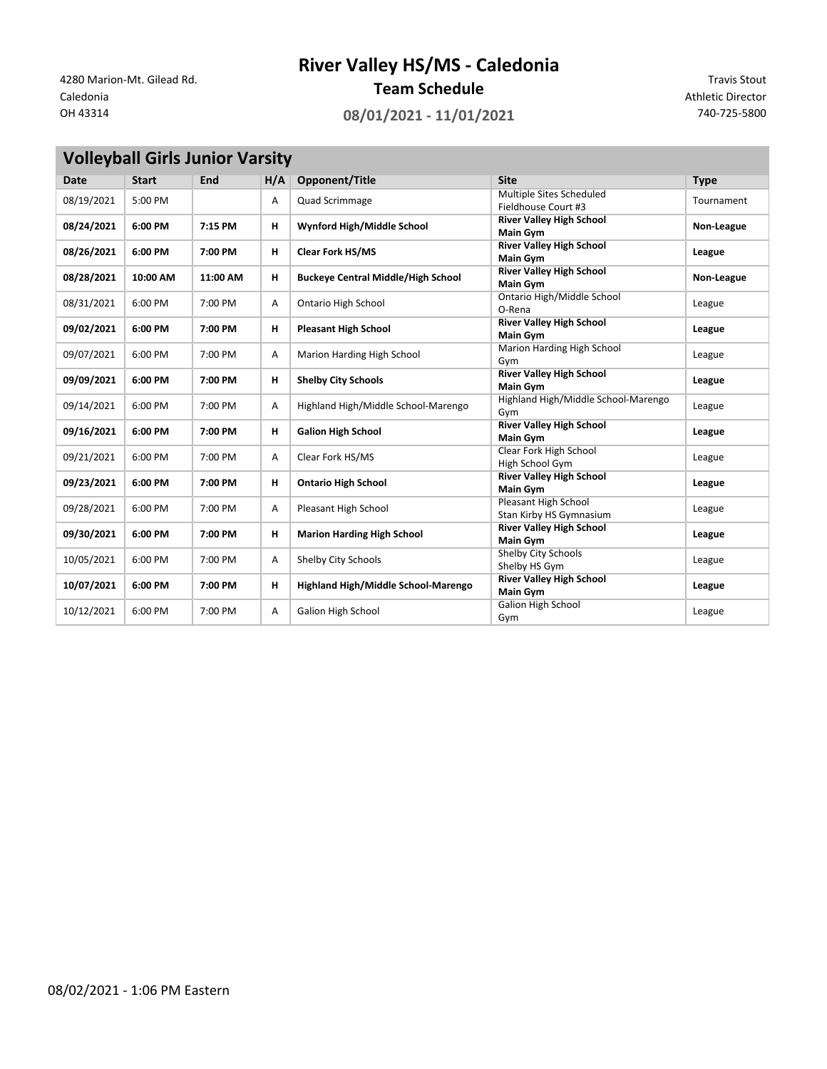4280 Marion-Mt. Gilead Rd.
Caledonia
OH 43314

# River Valley HS/MS - Caledonia

## Team Schedule

**08/01/2021 - 11/01/2021**

Travis Stout
Athletic Director
740-725-5800

### Volleyball Girls Junior Varsity

| Date | Start | End | H/A | Opponent/Title | Site | Type |
|---|---|---|---|---|---|---|
| 08/19/2021 | 5:00 PM | | A | Quad Scrimmage | Multiple Sites Scheduled Fieldhouse Court #3 | Tournament |
| **08/24/2021** | **6:00 PM** | **7:15 PM** | **H** | **Wynford High/Middle School** | **River Valley High School Main Gym** | **Non-League** |
| **08/26/2021** | **6:00 PM** | **7:00 PM** | **H** | **Clear Fork HS/MS** | **River Valley High School Main Gym** | **League** |
| **08/28/2021** | **10:00 AM** | **11:00 AM** | **H** | **Buckeye Central Middle/High School** | **River Valley High School Main Gym** | **Non-League** |
| 08/31/2021 | 6:00 PM | 7:00 PM | A | Ontario High School | Ontario High/Middle School O-Rena | League |
| **09/02/2021** | **6:00 PM** | **7:00 PM** | **H** | **Pleasant High School** | **River Valley High School Main Gym** | **League** |
| 09/07/2021 | 6:00 PM | 7:00 PM | A | Marion Harding High School | Marion Harding High School Gym | League |
| **09/09/2021** | **6:00 PM** | **7:00 PM** | **H** | **Shelby City Schools** | **River Valley High School Main Gym** | **League** |
| 09/14/2021 | 6:00 PM | 7:00 PM | A | Highland High/Middle School-Marengo | Highland High/Middle School-Marengo Gym | League |
| **09/16/2021** | **6:00 PM** | **7:00 PM** | **H** | **Galion High School** | **River Valley High School Main Gym** | **League** |
| 09/21/2021 | 6:00 PM | 7:00 PM | A | Clear Fork HS/MS | Clear Fork High School High School Gym | League |
| **09/23/2021** | **6:00 PM** | **7:00 PM** | **H** | **Ontario High School** | **River Valley High School Main Gym** | **League** |
| 09/28/2021 | 6:00 PM | 7:00 PM | A | Pleasant High School | Pleasant High School Stan Kirby HS Gymnasium | League |
| **09/30/2021** | **6:00 PM** | **7:00 PM** | **H** | **Marion Harding High School** | **River Valley High School Main Gym** | **League** |
| 10/05/2021 | 6:00 PM | 7:00 PM | A | Shelby City Schools | Shelby City Schools Shelby HS Gym | League |
| **10/07/2021** | **6:00 PM** | **7:00 PM** | **H** | **Highland High/Middle School-Marengo** | **River Valley High School Main Gym** | **League** |
| 10/12/2021 | 6:00 PM | 7:00 PM | A | Galion High School | Galion High School Gym | League |

08/02/2021 - 1:06 PM Eastern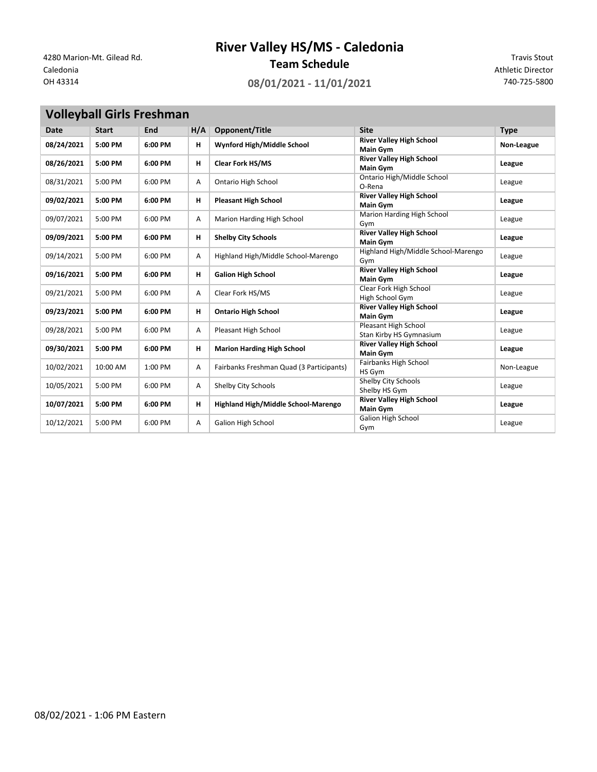4280 Marion-Mt. Gilead Rd.
Caledonia
OH 43314

# River Valley HS/MS - Caledonia

## Team Schedule

**08/01/2021 - 11/01/2021**

Travis Stout
Athletic Director
740-725-5800

## Volleyball Girls Freshman

| Date | Start | End | H/A | Opponent/Title | Site | Type |
|---|---|---|---|---|---|---|
| **08/24/2021** | **5:00 PM** | **6:00 PM** | **H** | **Wynford High/Middle School** | **River Valley High School Main Gym** | **Non-League** |
| **08/26/2021** | **5:00 PM** | **6:00 PM** | **H** | **Clear Fork HS/MS** | **River Valley High School Main Gym** | **League** |
| 08/31/2021 | 5:00 PM | 6:00 PM | A | Ontario High School | Ontario High/Middle School O-Rena | League |
| **09/02/2021** | **5:00 PM** | **6:00 PM** | **H** | **Pleasant High School** | **River Valley High School Main Gym** | **League** |
| 09/07/2021 | 5:00 PM | 6:00 PM | A | Marion Harding High School | Marion Harding High School Gym | League |
| **09/09/2021** | **5:00 PM** | **6:00 PM** | **H** | **Shelby City Schools** | **River Valley High School Main Gym** | **League** |
| 09/14/2021 | 5:00 PM | 6:00 PM | A | Highland High/Middle School-Marengo | Highland High/Middle School-Marengo Gym | League |
| **09/16/2021** | **5:00 PM** | **6:00 PM** | **H** | **Galion High School** | **River Valley High School Main Gym** | **League** |
| 09/21/2021 | 5:00 PM | 6:00 PM | A | Clear Fork HS/MS | Clear Fork High School High School Gym | League |
| **09/23/2021** | **5:00 PM** | **6:00 PM** | **H** | **Ontario High School** | **River Valley High School Main Gym** | **League** |
| 09/28/2021 | 5:00 PM | 6:00 PM | A | Pleasant High School | Pleasant High School Stan Kirby HS Gymnasium | League |
| **09/30/2021** | **5:00 PM** | **6:00 PM** | **H** | **Marion Harding High School** | **River Valley High School Main Gym** | **League** |
| 10/02/2021 | 10:00 AM | 1:00 PM | A | Fairbanks Freshman Quad (3 Participants) | Fairbanks High School HS Gym | Non-League |
| 10/05/2021 | 5:00 PM | 6:00 PM | A | Shelby City Schools | Shelby City Schools Shelby HS Gym | League |
| **10/07/2021** | **5:00 PM** | **6:00 PM** | **H** | **Highland High/Middle School-Marengo** | **River Valley High School Main Gym** | **League** |
| 10/12/2021 | 5:00 PM | 6:00 PM | A | Galion High School | Galion High School Gym | League |

08/02/2021 - 1:06 PM Eastern